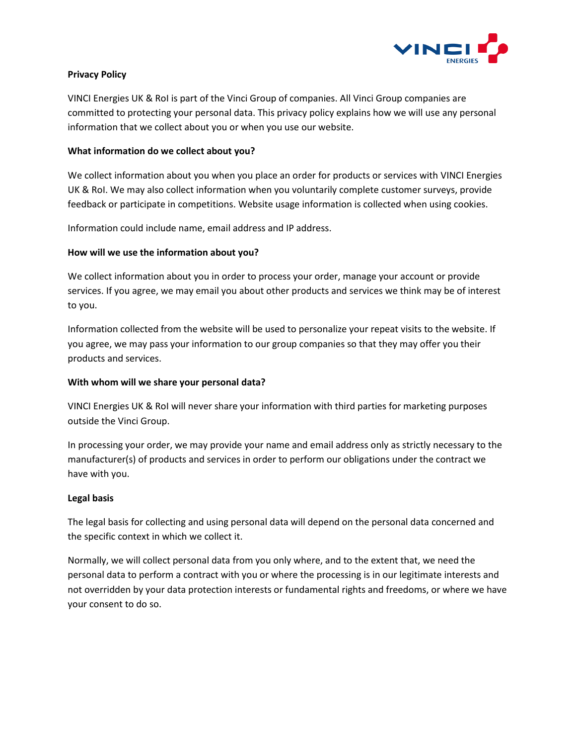# Privacy Policy

VINCI Energies UK & RoI is part of the Vinci Group of companies. All Vinci Group companies are committed to protecting your personal data. This privacy policy explains how we will use any personal information that we collect about you or when you use our website.

## What information do we collect about you?

We collect information about you when you place an order for products or services with VINCI Energies UK & RoI. We may also collect information when you voluntarily complete customer surveys, provide feedback or participate in competitions. Website usage information is collected when using cookies.

Information could include name, email address and IP address.

## How will we use the information about you?

We collect information about you in order to process your order, manage your account or provide services. If you agree, we may email you about other products and services we think may be of interest to you.

Information collected from the website will be used to personalize your repeat visits to the website. If you agree, we may pass your information to our group companies so that they may offer you their products and services.

## With whom will we share your personal data?

VINCI Energies UK & RoI will never share your information with third parties for marketing purposes outside the Vinci Group.

In processing your order, we may provide your name and email address only as strictly necessary to the manufacturer(s) of products and services in order to perform our obligations under the contract we have with you.

## Legal basis

The legal basis for collecting and using personal data will depend on the personal data concerned and the specific context in which we collect it.

Normally, we will collect personal data from you only where, and to the extent that, we need the personal data to perform a contract with you or where the processing is in our legitimate interests and not overridden by your data protection interests or fundamental rights and freedoms, or where we have your consent to do so.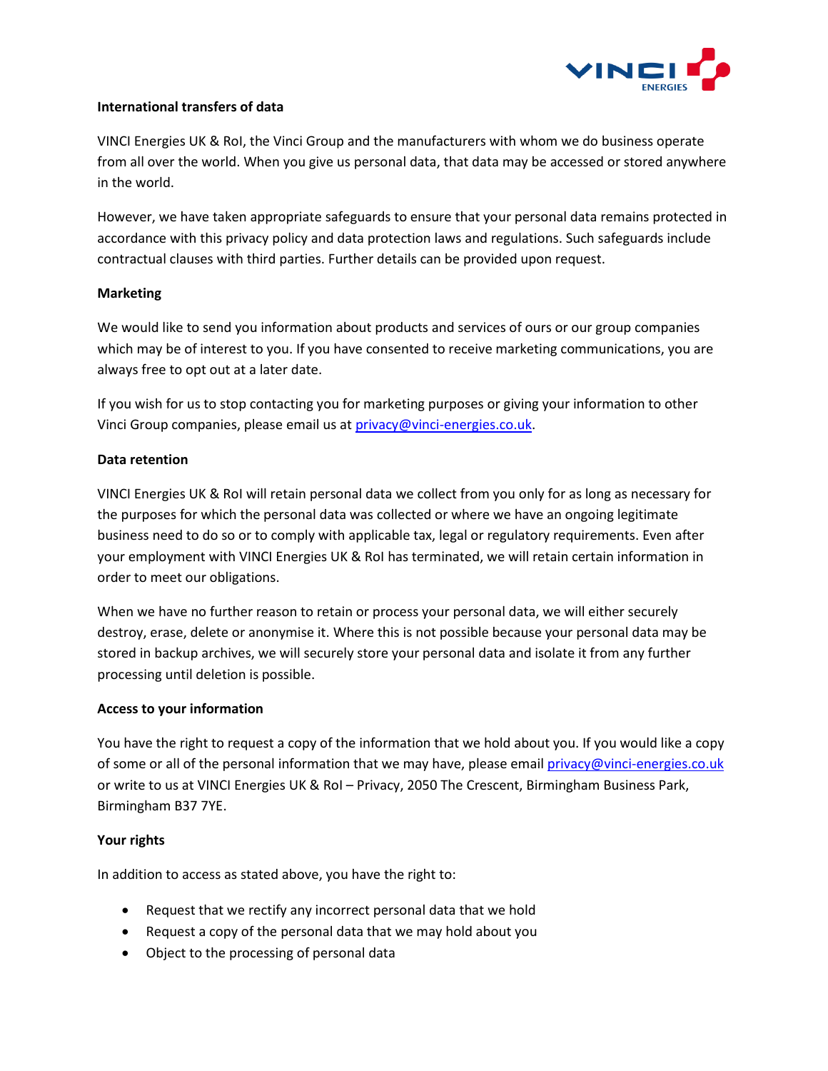**International transfers of data**

VINCI Energies UK & RoI, the Vinci Group and the manufacturers with whom we do business operate from all over the world. When you give us personal data, that data may be accessed or stored anywhere in the world.

However, we have taken appropriate safeguards to ensure that your personal data remains protected in accordance with this privacy policy and data protection laws and regulations. Such safeguards include contractual clauses with third parties. Further details can be provided upon request.

**Marketing**

We would like to send you information about products and services of ours or our group companies which may be of interest to you. If you have consented to receive marketing communications, you are always free to opt out at a later date.

If you wish for us to stop contacting you for marketing purposes or giving your information to other Vinci Group companies, please email us at privacy@vinci-energies.co.uk.

**Data retention**

VINCI Energies UK & RoI will retain personal data we collect from you only for as long as necessary for the purposes for which the personal data was collected or where we have an ongoing legitimate business need to do so or to comply with applicable tax, legal or regulatory requirements. Even after your employment with VINCI Energies UK & RoI has terminated, we will retain certain information in order to meet our obligations.

When we have no further reason to retain or process your personal data, we will either securely destroy, erase, delete or anonymise it. Where this is not possible because your personal data may be stored in backup archives, we will securely store your personal data and isolate it from any further processing until deletion is possible.

**Access to your information**

You have the right to request a copy of the information that we hold about you. If you would like a copy of some or all of the personal information that we may have, please email privacy@vinci-energies.co.uk or write to us at VINCI Energies UK & RoI – Privacy, 2050 The Crescent, Birmingham Business Park, Birmingham B37 7YE.

**Your rights**

In addition to access as stated above, you have the right to:

- Request that we rectify any incorrect personal data that we hold
- Request a copy of the personal data that we may hold about you
- Object to the processing of personal data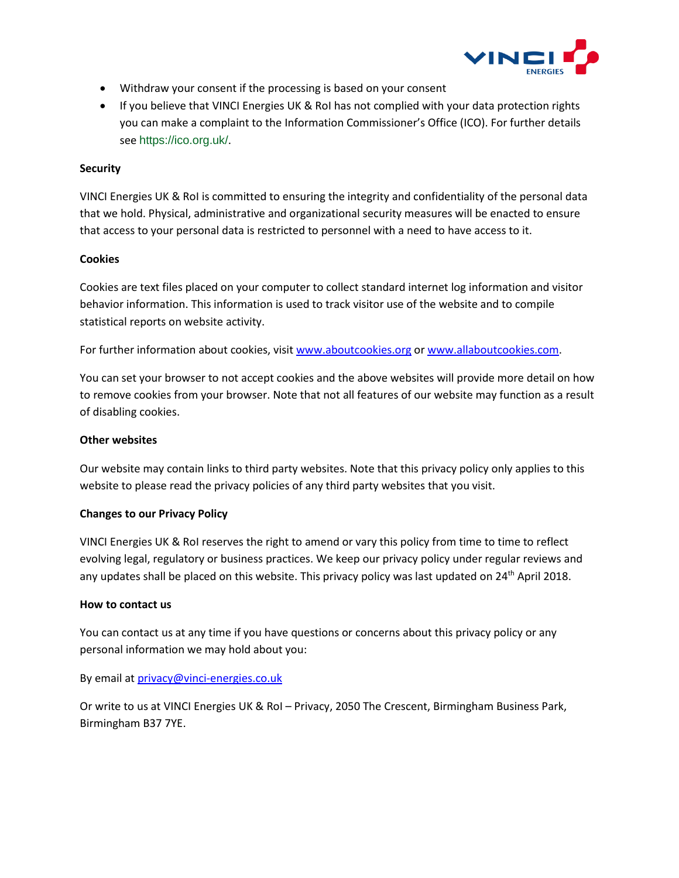- Withdraw your consent if the processing is based on your consent
- If you believe that VINCI Energies UK & RoI has not complied with your data protection rights you can make a complaint to the Information Commissioner's Office (ICO). For further details see https://ico.org.uk/.

**Security**

VINCI Energies UK & RoI is committed to ensuring the integrity and confidentiality of the personal data that we hold. Physical, administrative and organizational security measures will be enacted to ensure that access to your personal data is restricted to personnel with a need to have access to it.

**Cookies**

Cookies are text files placed on your computer to collect standard internet log information and visitor behavior information. This information is used to track visitor use of the website and to compile statistical reports on website activity.

For further information about cookies, visit www.aboutcookies.org or www.allaboutcookies.com.

You can set your browser to not accept cookies and the above websites will provide more detail on how to remove cookies from your browser. Note that not all features of our website may function as a result of disabling cookies.

**Other websites**

Our website may contain links to third party websites. Note that this privacy policy only applies to this website to please read the privacy policies of any third party websites that you visit.

**Changes to our Privacy Policy**

VINCI Energies UK & RoI reserves the right to amend or vary this policy from time to time to reflect evolving legal, regulatory or business practices. We keep our privacy policy under regular reviews and any updates shall be placed on this website. This privacy policy was last updated on 24th April 2018.

**How to contact us**

You can contact us at any time if you have questions or concerns about this privacy policy or any personal information we may hold about you:

By email at privacy@vinci-energies.co.uk

Or write to us at VINCI Energies UK & RoI – Privacy, 2050 The Crescent, Birmingham Business Park, Birmingham B37 7YE.